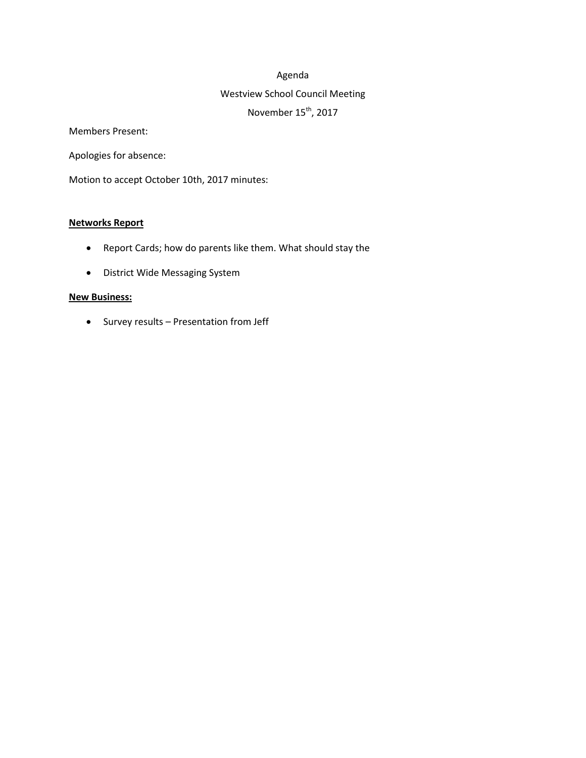Agenda

Westview School Council Meeting

November 15th, 2017

Members Present:

Apologies for absence:

Motion to accept October 10th, 2017 minutes:

**Networks Report**

- Report Cards; how do parents like them. What should stay the
- District Wide Messaging System

**New Business:**

- Survey results – Presentation from Jeff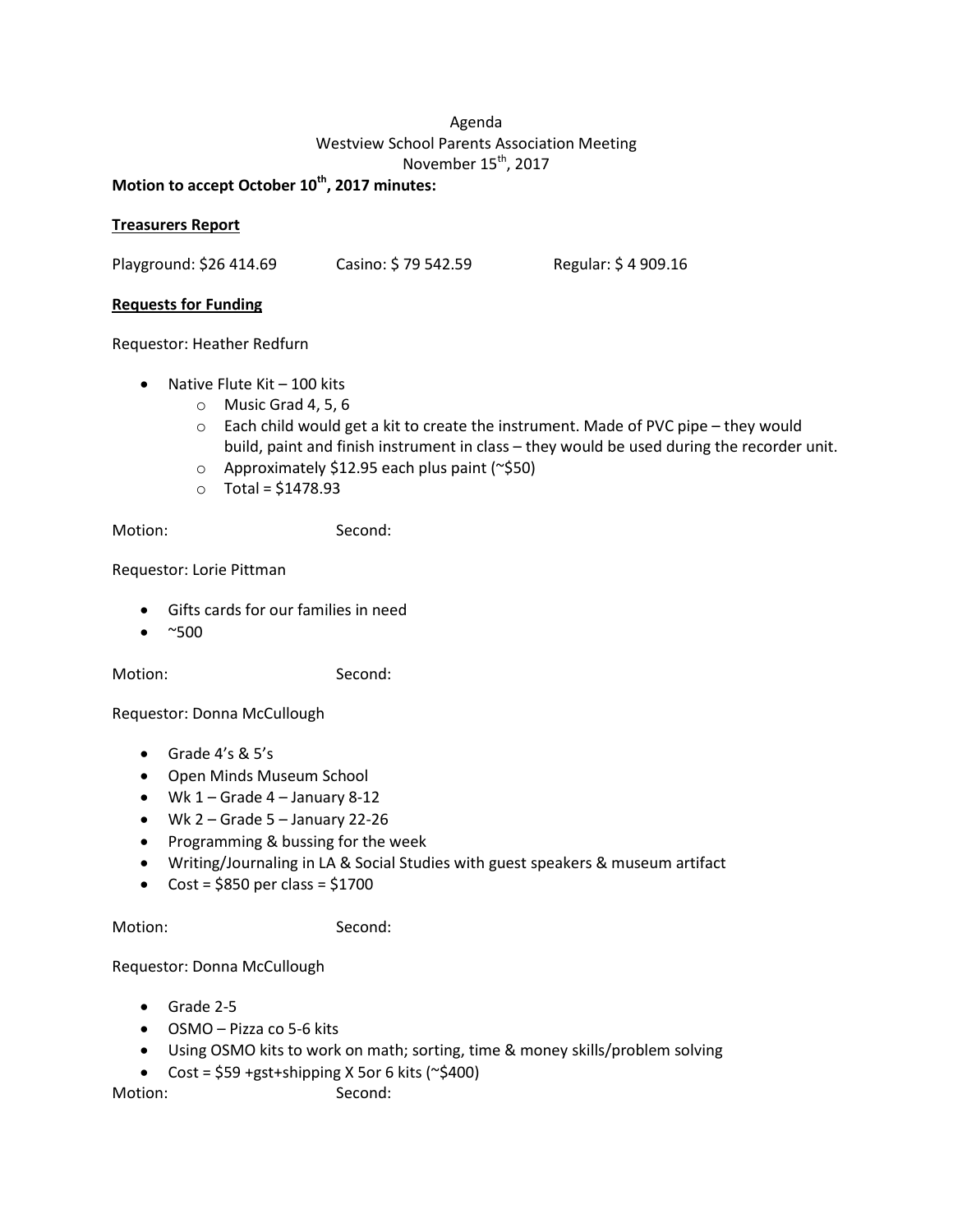Agenda
Westview School Parents Association Meeting
November 15th, 2017

**Motion to accept October 10th, 2017 minutes:**

**Treasurers Report**

Playground: $26 414.69 Casino: $ 79 542.59 Regular: $ 4 909.16

**Requests for Funding**

Requestor: Heather Redfurn

- Native Flute Kit – 100 kits
  - Music Grad 4, 5, 6
  - Each child would get a kit to create the instrument. Made of PVC pipe – they would build, paint and finish instrument in class – they would be used during the recorder unit.
  - Approximately $12.95 each plus paint (~$50)
  - Total = $1478.93

Motion: Second:

Requestor: Lorie Pittman

- Gifts cards for our families in need
- ~500

Motion: Second:

Requestor: Donna McCullough

- Grade 4's & 5's
- Open Minds Museum School
- Wk 1 – Grade 4 – January 8-12
- Wk 2 – Grade 5 – January 22-26
- Programming & bussing for the week
- Writing/Journaling in LA & Social Studies with guest speakers & museum artifact
- Cost = $850 per class = $1700

Motion: Second:

Requestor: Donna McCullough

- Grade 2-5
- OSMO – Pizza co 5-6 kits
- Using OSMO kits to work on math; sorting, time & money skills/problem solving
- Cost = $59 +gst+shipping X 5or 6 kits (~$400)

Motion: Second: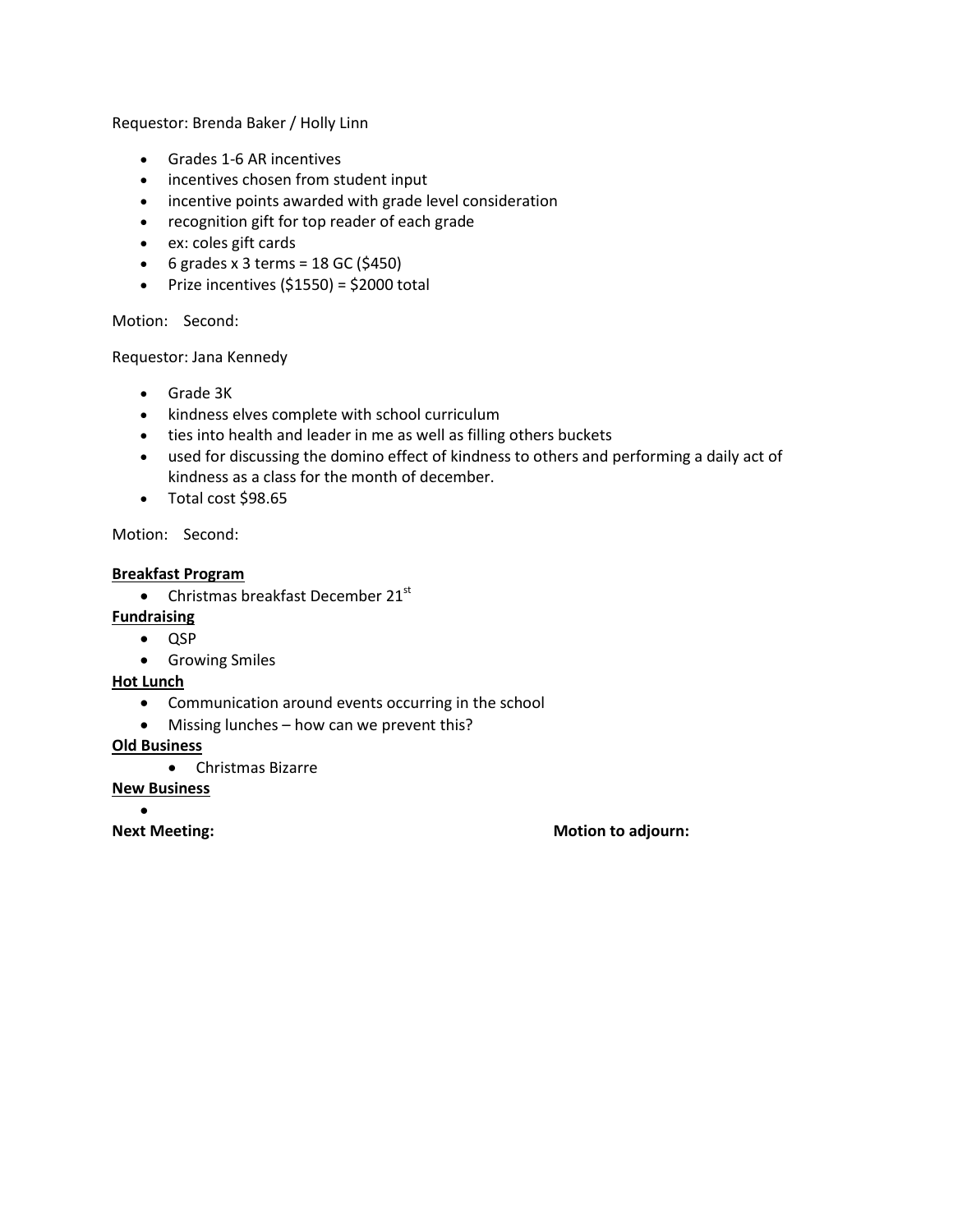Requestor: Brenda Baker / Holly Linn

- Grades 1-6 AR incentives
- incentives chosen from student input
- incentive points awarded with grade level consideration
- recognition gift for top reader of each grade
- ex: coles gift cards
- 6 grades x 3 terms = 18 GC ($450)
- Prize incentives ($1550) = $2000 total

Motion: Second:

Requestor: Jana Kennedy

- Grade 3K
- kindness elves complete with school curriculum
- ties into health and leader in me as well as filling others buckets
- used for discussing the domino effect of kindness to others and performing a daily act of kindness as a class for the month of december.
- Total cost $98.65

Motion: Second:

**Breakfast Program**

- Christmas breakfast December 21st

**Fundraising**

- QSP
- Growing Smiles

**Hot Lunch**

- Communication around events occurring in the school
- Missing lunches – how can we prevent this?

**Old Business**

- Christmas Bizarre

**New Business**

- 

**Next Meeting:** **Motion to adjourn:**